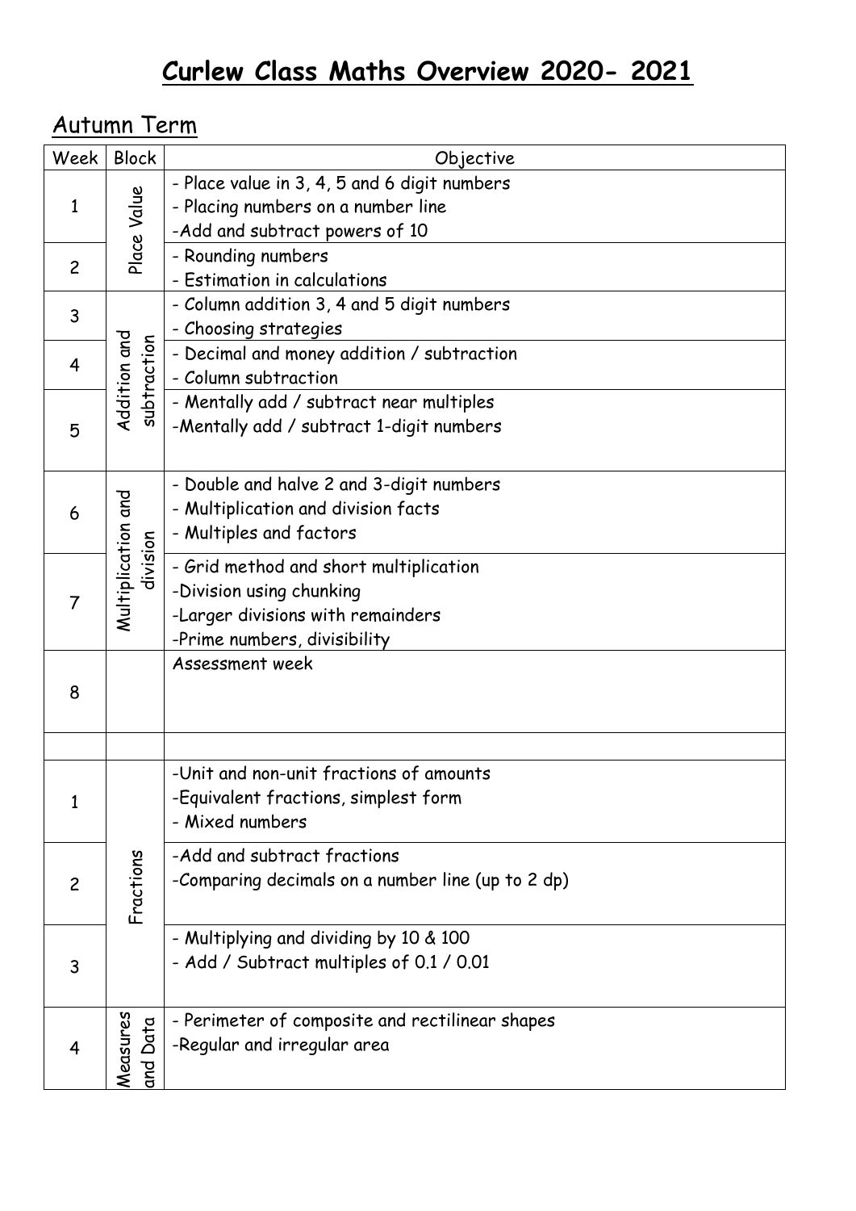# Curlew Class Maths Overview 2020- 2021

## Autumn Term

| Week | Block | Objective |
|---|---|---|
| 1 | Place Value | - Place value in 3, 4, 5 and 6 digit numbers<br>- Placing numbers on a number line<br>-Add and subtract powers of 10 |
| 2 | | - Rounding numbers<br>- Estimation in calculations |
| 3 | Addition and subtraction | - Column addition 3, 4 and 5 digit numbers<br>- Choosing strategies |
| 4 | | - Decimal and money addition / subtraction<br>- Column subtraction |
| 5 | | - Mentally add / subtract near multiples<br>-Mentally add / subtract 1-digit numbers |
| 6 | Multiplication and division | - Double and halve 2 and 3-digit numbers<br>- Multiplication and division facts<br>- Multiples and factors |
| 7 | | - Grid method and short multiplication<br>-Division using chunking<br>-Larger divisions with remainders<br>-Prime numbers, divisibility |
| 8 | | Assessment week |
| | | |
| 1 | Fractions | -Unit and non-unit fractions of amounts<br>-Equivalent fractions, simplest form<br>- Mixed numbers |
| 2 | | -Add and subtract fractions<br>-Comparing decimals on a number line (up to 2 dp) |
| 3 | | - Multiplying and dividing by 10 & 100<br>- Add / Subtract multiples of 0.1 / 0.01 |
| 4 | Measures and Data | - Perimeter of composite and rectilinear shapes<br>-Regular and irregular area |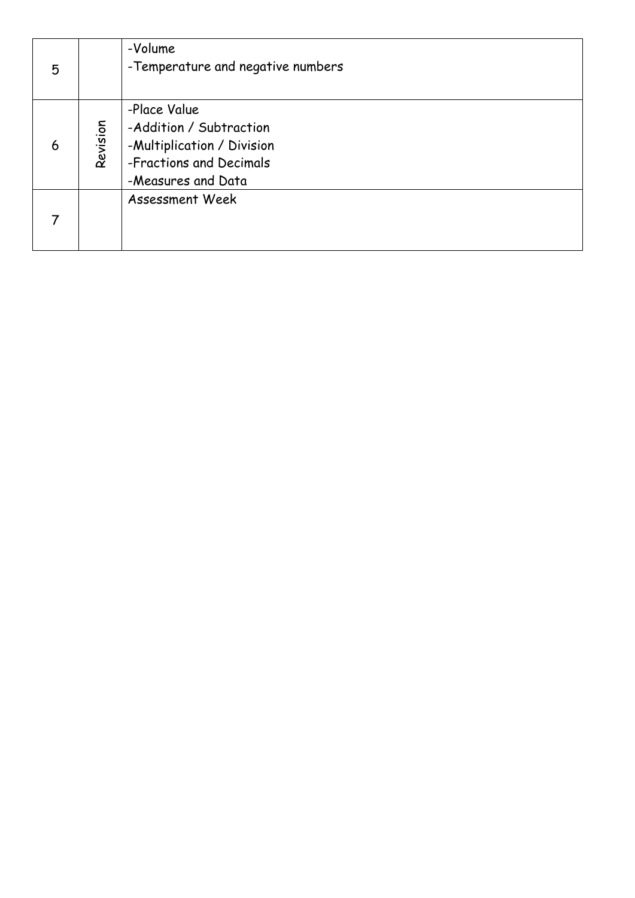| | | |
|---|---|---|
| 5 | | -Volume<br>-Temperature and negative numbers |
| 6 | Revision | -Place Value<br>-Addition / Subtraction<br>-Multiplication / Division<br>-Fractions and Decimals<br>-Measures and Data |
| 7 | | Assessment Week |